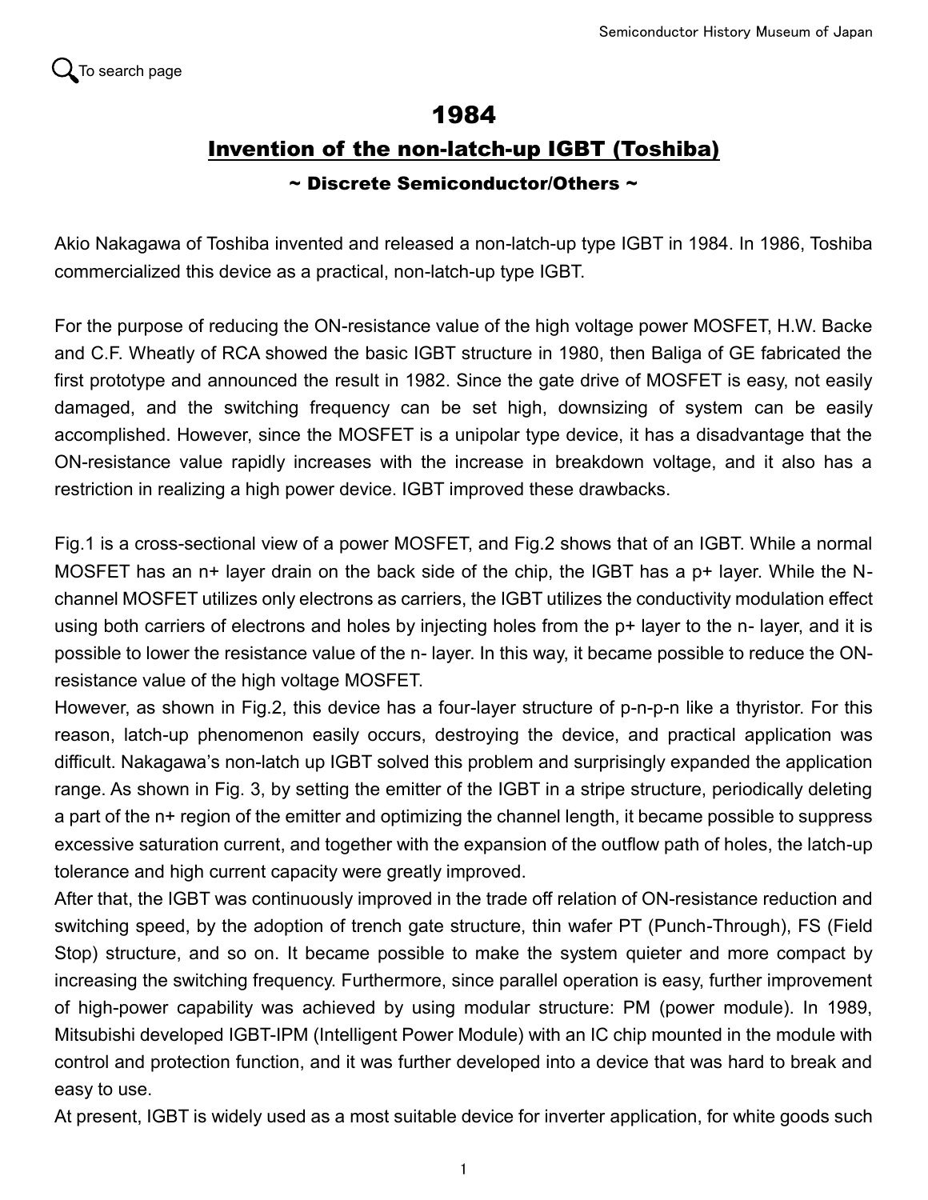To search page

# 1984

## Invention of the non-latch-up IGBT (Toshiba)

### ~ Discrete Semiconductor/Others ~

Akio Nakagawa of Toshiba invented and released a non-latch-up type IGBT in 1984. In 1986, Toshiba commercialized this device as a practical, non-latch-up type IGBT.

For the purpose of reducing the ON-resistance value of the high voltage power MOSFET, H.W. Backe and C.F. Wheatly of RCA showed the basic IGBT structure in 1980, then Baliga of GE fabricated the first prototype and announced the result in 1982. Since the gate drive of MOSFET is easy, not easily damaged, and the switching frequency can be set high, downsizing of system can be easily accomplished. However, since the MOSFET is a unipolar type device, it has a disadvantage that the ON-resistance value rapidly increases with the increase in breakdown voltage, and it also has a restriction in realizing a high power device. IGBT improved these drawbacks.

Fig.1 is a cross-sectional view of a power MOSFET, and Fig.2 shows that of an IGBT. While a normal MOSFET has an n+ layer drain on the back side of the chip, the IGBT has a p+ layer. While the N-channel MOSFET utilizes only electrons as carriers, the IGBT utilizes the conductivity modulation effect using both carriers of electrons and holes by injecting holes from the p+ layer to the n- layer, and it is possible to lower the resistance value of the n- layer. In this way, it became possible to reduce the ON-resistance value of the high voltage MOSFET.
However, as shown in Fig.2, this device has a four-layer structure of p-n-p-n like a thyristor. For this reason, latch-up phenomenon easily occurs, destroying the device, and practical application was difficult. Nakagawa's non-latch up IGBT solved this problem and surprisingly expanded the application range. As shown in Fig. 3, by setting the emitter of the IGBT in a stripe structure, periodically deleting a part of the n+ region of the emitter and optimizing the channel length, it became possible to suppress excessive saturation current, and together with the expansion of the outflow path of holes, the latch-up tolerance and high current capacity were greatly improved.
After that, the IGBT was continuously improved in the trade off relation of ON-resistance reduction and switching speed, by the adoption of trench gate structure, thin wafer PT (Punch-Through), FS (Field Stop) structure, and so on. It became possible to make the system quieter and more compact by increasing the switching frequency. Furthermore, since parallel operation is easy, further improvement of high-power capability was achieved by using modular structure: PM (power module). In 1989, Mitsubishi developed IGBT-IPM (Intelligent Power Module) with an IC chip mounted in the module with control and protection function, and it was further developed into a device that was hard to break and easy to use.
At present, IGBT is widely used as a most suitable device for inverter application, for white goods such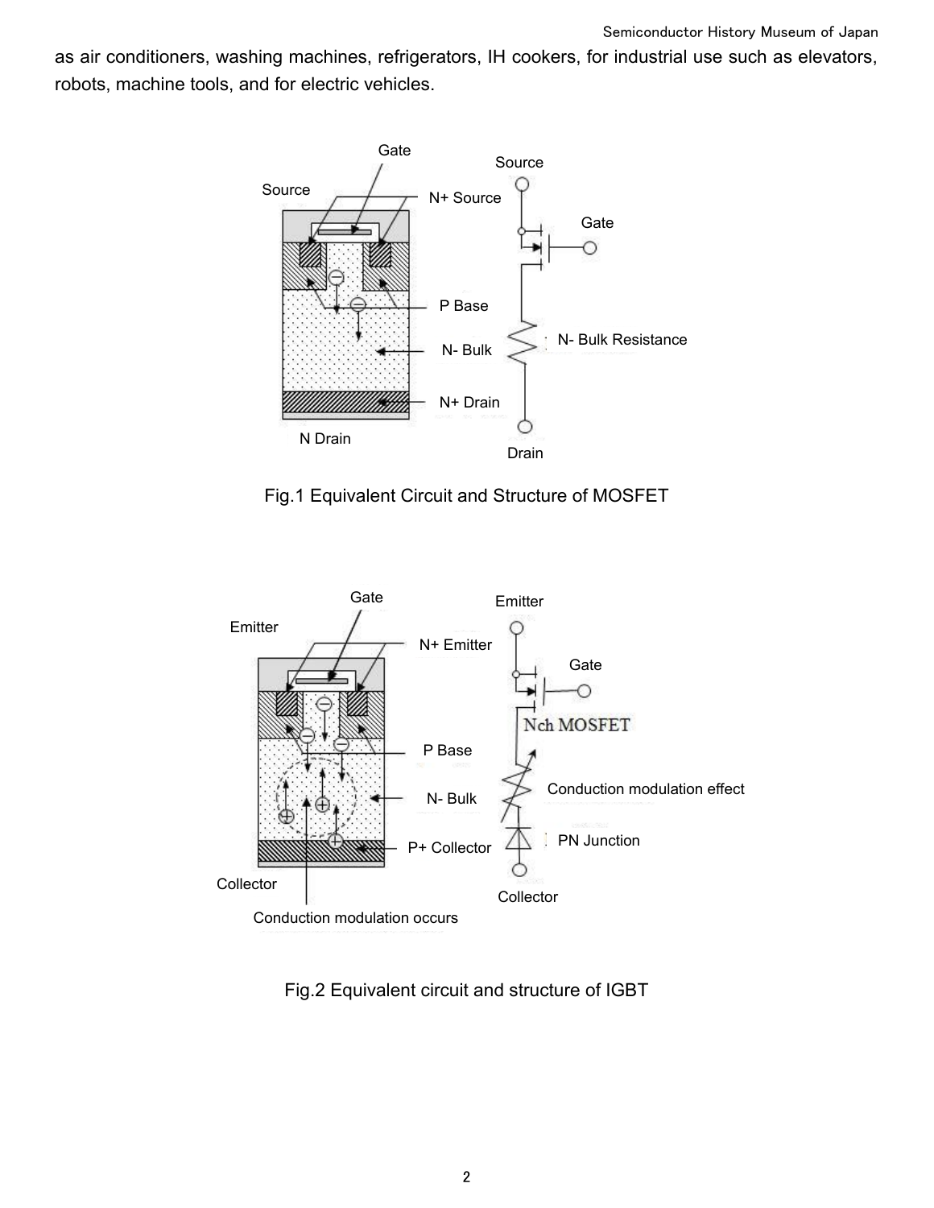as air conditioners, washing machines, refrigerators, IH cookers, for industrial use such as elevators, robots, machine tools, and for electric vehicles.

Fig.1 Equivalent Circuit and Structure of MOSFET

Fig.2 Equivalent circuit and structure of IGBT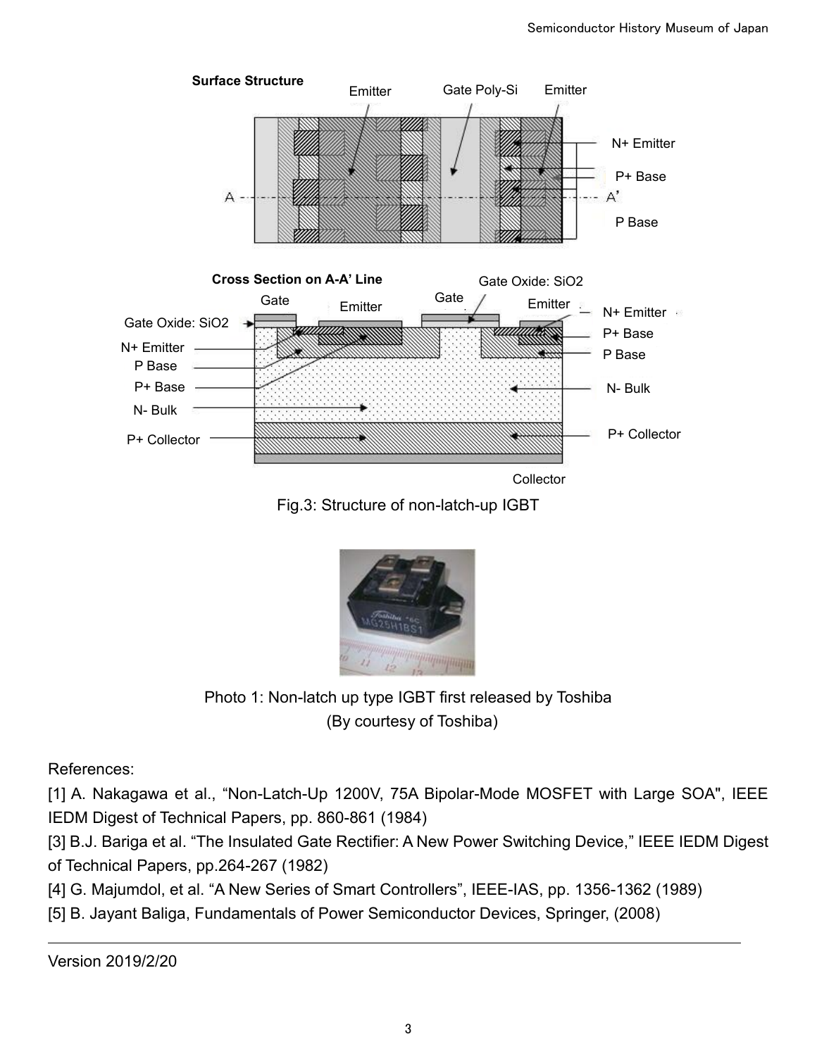Surface Structure

Emitter

Gate Poly-Si

Emitter

N+ Emitter

P+ Base

A

A'

P Base

Cross Section on A-A' Line

Gate

Emitter

Gate

Gate Oxide: SiO2

Emitter

Gate Oxide: SiO2

N+ Emitter

P Base

P+ Base

N- Bulk

P+ Collector

N+ Emitter

P+ Base

P Base

N- Bulk

P+ Collector

Collector

Fig.3: Structure of non-latch-up IGBT

Photo 1: Non-latch up type IGBT first released by Toshiba
(By courtesy of Toshiba)

References:

[1] A. Nakagawa et al., "Non-Latch-Up 1200V, 75A Bipolar-Mode MOSFET with Large SOA", IEEE IEDM Digest of Technical Papers, pp. 860-861 (1984)

[3] B.J. Bariga et al. "The Insulated Gate Rectifier: A New Power Switching Device," IEEE IEDM Digest of Technical Papers, pp.264-267 (1982)

[4] G. Majumdol, et al. "A New Series of Smart Controllers", IEEE-IAS, pp. 1356-1362 (1989)

[5] B. Jayant Baliga, Fundamentals of Power Semiconductor Devices, Springer, (2008)

---

Version 2019/2/20